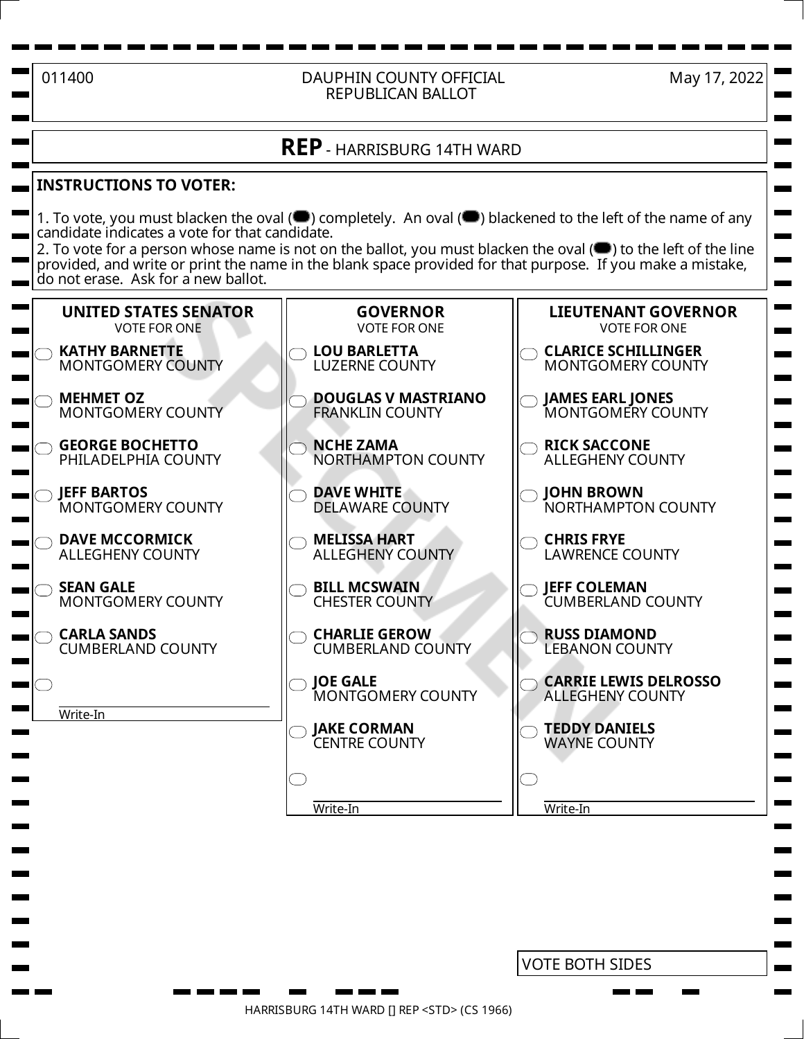011400

DAUPHIN COUNTY OFFICIAL
REPUBLICAN BALLOT

May 17, 2022

# **REP** - HARRISBURG 14TH WARD

**INSTRUCTIONS TO VOTER:**

1. To vote, you must blacken the oval (⬬) completely. An oval (⬬) blackened to the left of the name of any candidate indicates a vote for that candidate.
2. To vote for a person whose name is not on the ballot, you must blacken the oval (⬬) to the left of the line provided, and write or print the name in the blank space provided for that purpose. If you make a mistake, do not erase. Ask for a new ballot.

## UNITED STATES SENATOR
VOTE FOR ONE

- **KATHY BARNETTE** MONTGOMERY COUNTY
- **MEHMET OZ** MONTGOMERY COUNTY
- **GEORGE BOCHETTO** PHILADELPHIA COUNTY
- **JEFF BARTOS** MONTGOMERY COUNTY
- **DAVE MCCORMICK** ALLEGHENY COUNTY
- **SEAN GALE** MONTGOMERY COUNTY
- **CARLA SANDS** CUMBERLAND COUNTY
- Write-In

## GOVERNOR
VOTE FOR ONE

- **LOU BARLETTA** LUZERNE COUNTY
- **DOUGLAS V MASTRIANO** FRANKLIN COUNTY
- **NCHE ZAMA** NORTHAMPTON COUNTY
- **DAVE WHITE** DELAWARE COUNTY
- **MELISSA HART** ALLEGHENY COUNTY
- **BILL MCSWAIN** CHESTER COUNTY
- **CHARLIE GEROW** CUMBERLAND COUNTY
- **JOE GALE** MONTGOMERY COUNTY
- **JAKE CORMAN** CENTRE COUNTY
- Write-In

## LIEUTENANT GOVERNOR
VOTE FOR ONE

- **CLARICE SCHILLINGER** MONTGOMERY COUNTY
- **JAMES EARL JONES** MONTGOMERY COUNTY
- **RICK SACCONE** ALLEGHENY COUNTY
- **JOHN BROWN** NORTHAMPTON COUNTY
- **CHRIS FRYE** LAWRENCE COUNTY
- **JEFF COLEMAN** CUMBERLAND COUNTY
- **RUSS DIAMOND** LEBANON COUNTY
- **CARRIE LEWIS DELROSSO** ALLEGHENY COUNTY
- **TEDDY DANIELS** WAYNE COUNTY
- Write-In

VOTE BOTH SIDES

HARRISBURG 14TH WARD [] REP <STD> (CS 1966)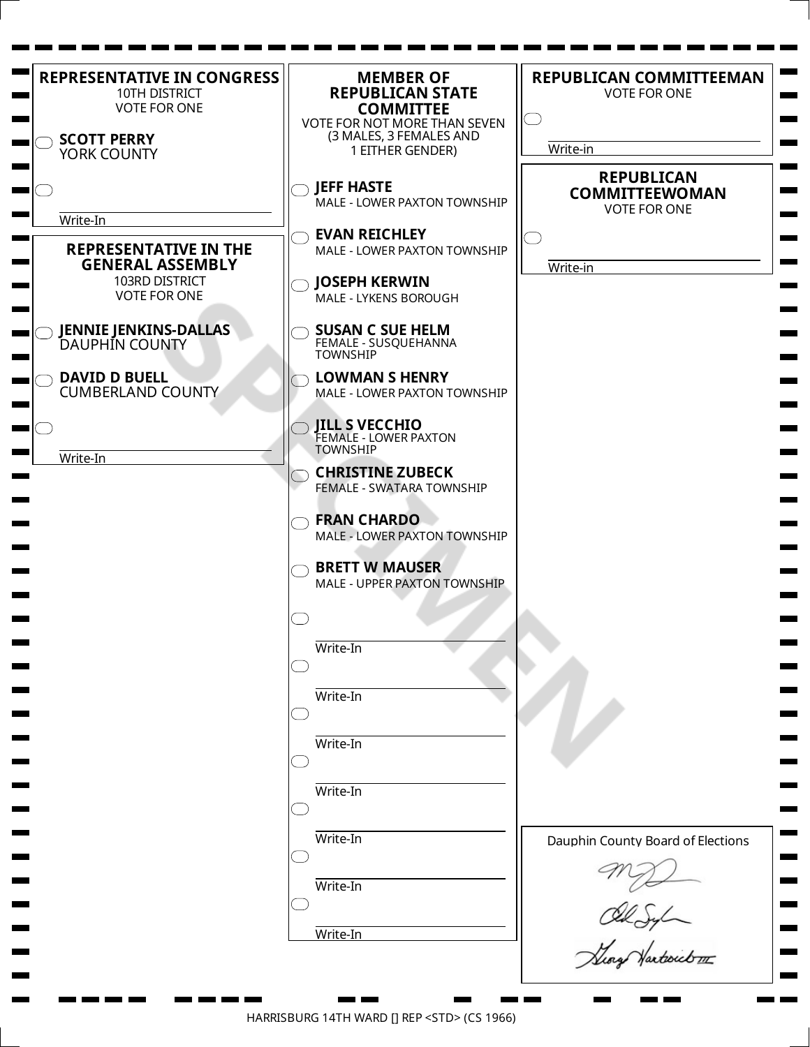## REPRESENTATIVE IN CONGRESS

10TH DISTRICT
VOTE FOR ONE

- SCOTT PERRY
  YORK COUNTY
- Write-In

## REPRESENTATIVE IN THE GENERAL ASSEMBLY

103RD DISTRICT
VOTE FOR ONE

- JENNIE JENKINS-DALLAS
  DAUPHIN COUNTY
- DAVID D BUELL
  CUMBERLAND COUNTY
- Write-In

## MEMBER OF REPUBLICAN STATE COMMITTEE

VOTE FOR NOT MORE THAN SEVEN
(3 MALES, 3 FEMALES AND
1 EITHER GENDER)

- JEFF HASTE
  MALE - LOWER PAXTON TOWNSHIP
- EVAN REICHLEY
  MALE - LOWER PAXTON TOWNSHIP
- JOSEPH KERWIN
  MALE - LYKENS BOROUGH
- SUSAN C SUE HELM
  FEMALE - SUSQUEHANNA TOWNSHIP
- LOWMAN S HENRY
  MALE - LOWER PAXTON TOWNSHIP
- JILL S VECCHIO
  FEMALE - LOWER PAXTON TOWNSHIP
- CHRISTINE ZUBECK
  FEMALE - SWATARA TOWNSHIP
- FRAN CHARDO
  MALE - LOWER PAXTON TOWNSHIP
- BRETT W MAUSER
  MALE - UPPER PAXTON TOWNSHIP
- Write-In
- Write-In
- Write-In
- Write-In
- Write-In
- Write-In
- Write-In

## REPUBLICAN COMMITTEEMAN

VOTE FOR ONE

- Write-in

## REPUBLICAN COMMITTEEWOMAN

VOTE FOR ONE

- Write-in

SPECIMEN

Dauphin County Board of Elections

HARRISBURG 14TH WARD [] REP <STD> (CS 1966)